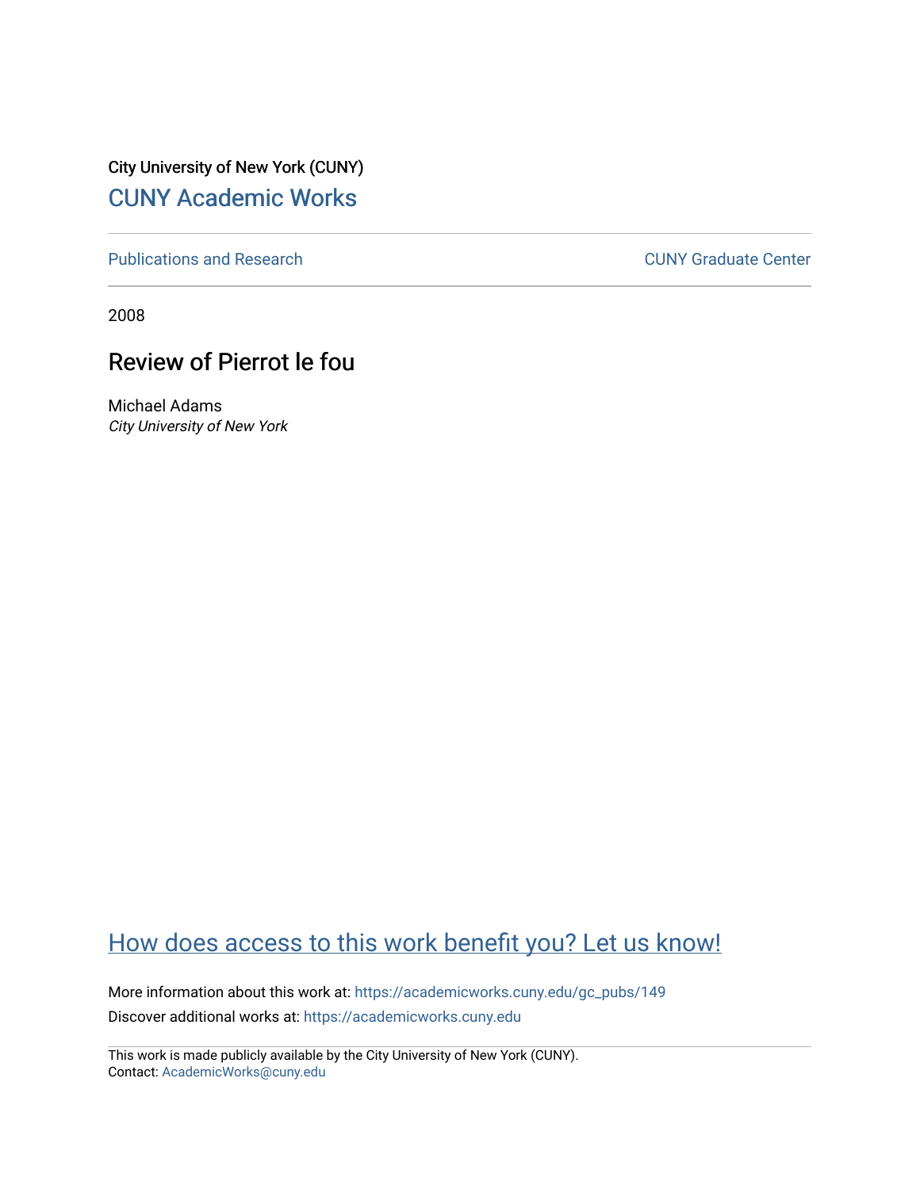City University of New York (CUNY)

CUNY Academic Works

Publications and Research

CUNY Graduate Center

2008

# Review of Pierrot le fou

Michael Adams

*City University of New York*

How does access to this work benefit you? Let us know!

More information about this work at: https://academicworks.cuny.edu/gc_pubs/149

Discover additional works at: https://academicworks.cuny.edu

This work is made publicly available by the City University of New York (CUNY).
Contact: AcademicWorks@cuny.edu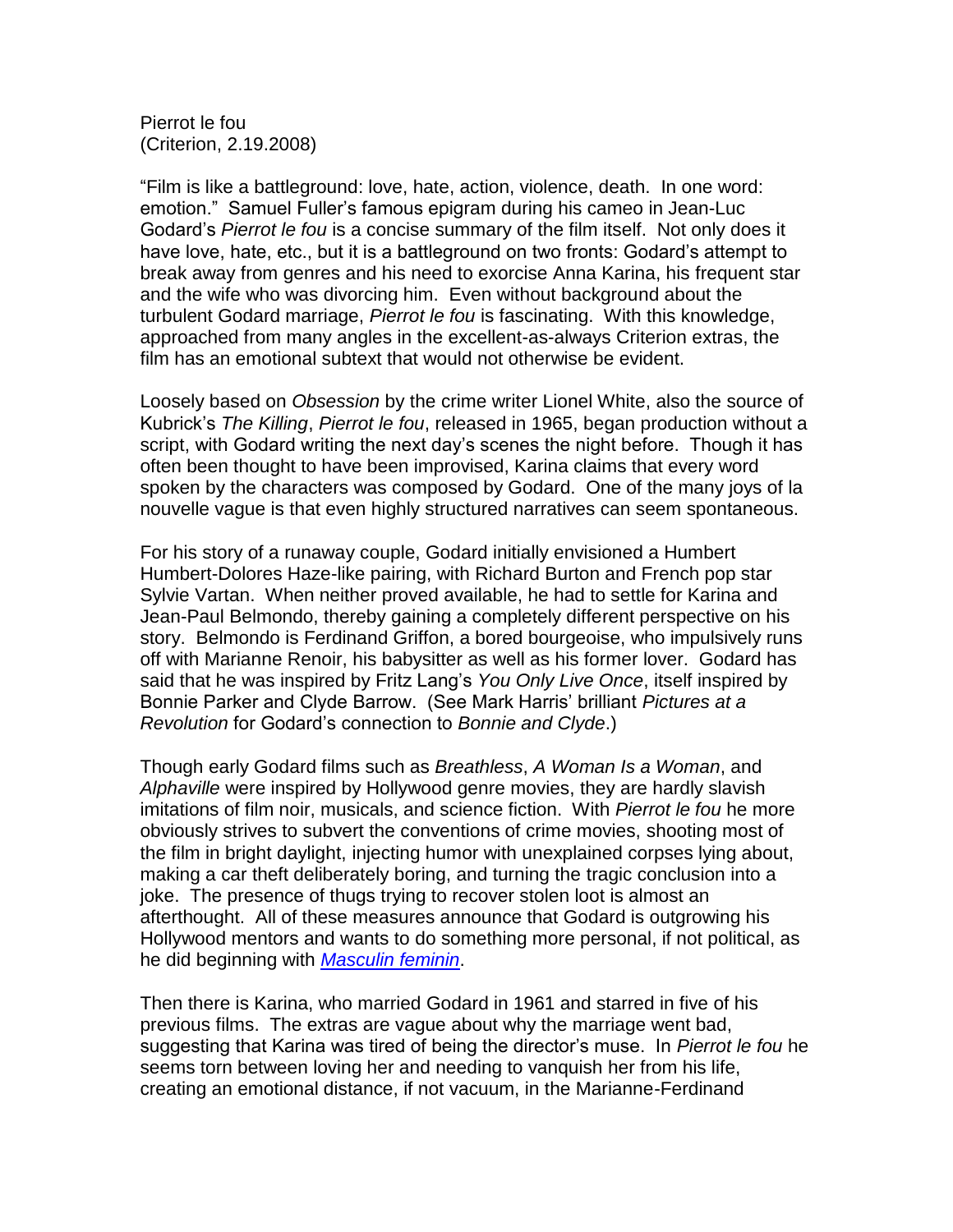Pierrot le fou
(Criterion, 2.19.2008)

"Film is like a battleground: love, hate, action, violence, death. In one word: emotion." Samuel Fuller's famous epigram during his cameo in Jean-Luc Godard's *Pierrot le fou* is a concise summary of the film itself. Not only does it have love, hate, etc., but it is a battleground on two fronts: Godard's attempt to break away from genres and his need to exorcise Anna Karina, his frequent star and the wife who was divorcing him. Even without background about the turbulent Godard marriage, *Pierrot le fou* is fascinating. With this knowledge, approached from many angles in the excellent-as-always Criterion extras, the film has an emotional subtext that would not otherwise be evident.

Loosely based on *Obsession* by the crime writer Lionel White, also the source of Kubrick's *The Killing*, *Pierrot le fou*, released in 1965, began production without a script, with Godard writing the next day's scenes the night before. Though it has often been thought to have been improvised, Karina claims that every word spoken by the characters was composed by Godard. One of the many joys of la nouvelle vague is that even highly structured narratives can seem spontaneous.

For his story of a runaway couple, Godard initially envisioned a Humbert Humbert-Dolores Haze-like pairing, with Richard Burton and French pop star Sylvie Vartan. When neither proved available, he had to settle for Karina and Jean-Paul Belmondo, thereby gaining a completely different perspective on his story. Belmondo is Ferdinand Griffon, a bored bourgeoise, who impulsively runs off with Marianne Renoir, his babysitter as well as his former lover. Godard has said that he was inspired by Fritz Lang's *You Only Live Once*, itself inspired by Bonnie Parker and Clyde Barrow. (See Mark Harris' brilliant *Pictures at a Revolution* for Godard's connection to *Bonnie and Clyde*.)

Though early Godard films such as *Breathless*, *A Woman Is a Woman*, and *Alphaville* were inspired by Hollywood genre movies, they are hardly slavish imitations of film noir, musicals, and science fiction. With *Pierrot le fou* he more obviously strives to subvert the conventions of crime movies, shooting most of the film in bright daylight, injecting humor with unexplained corpses lying about, making a car theft deliberately boring, and turning the tragic conclusion into a joke. The presence of thugs trying to recover stolen loot is almost an afterthought. All of these measures announce that Godard is outgrowing his Hollywood mentors and wants to do something more personal, if not political, as he did beginning with *Masculin feminin*.

Then there is Karina, who married Godard in 1961 and starred in five of his previous films. The extras are vague about why the marriage went bad, suggesting that Karina was tired of being the director's muse. In *Pierrot le fou* he seems torn between loving her and needing to vanquish her from his life, creating an emotional distance, if not vacuum, in the Marianne-Ferdinand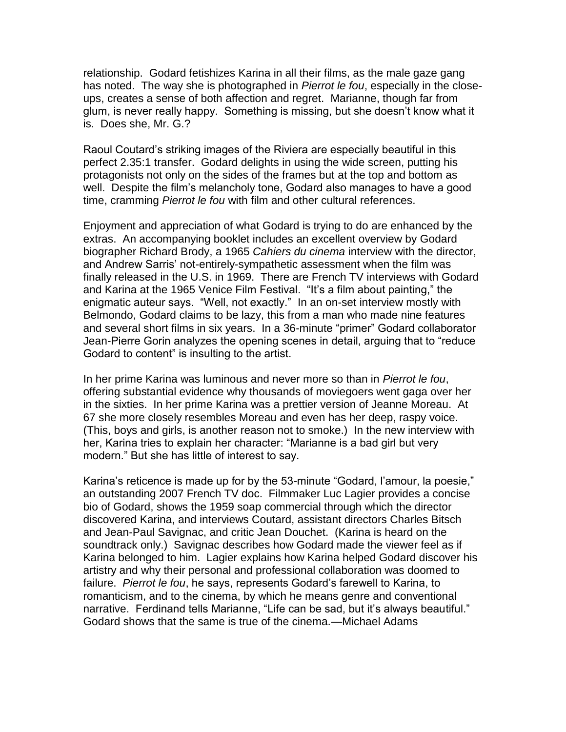relationship. Godard fetishizes Karina in all their films, as the male gaze gang has noted. The way she is photographed in *Pierrot le fou*, especially in the close-ups, creates a sense of both affection and regret. Marianne, though far from glum, is never really happy. Something is missing, but she doesn't know what it is. Does she, Mr. G.?

Raoul Coutard's striking images of the Riviera are especially beautiful in this perfect 2.35:1 transfer. Godard delights in using the wide screen, putting his protagonists not only on the sides of the frames but at the top and bottom as well. Despite the film's melancholy tone, Godard also manages to have a good time, cramming *Pierrot le fou* with film and other cultural references.

Enjoyment and appreciation of what Godard is trying to do are enhanced by the extras. An accompanying booklet includes an excellent overview by Godard biographer Richard Brody, a 1965 *Cahiers du cinema* interview with the director, and Andrew Sarris' not-entirely-sympathetic assessment when the film was finally released in the U.S. in 1969. There are French TV interviews with Godard and Karina at the 1965 Venice Film Festival. "It's a film about painting," the enigmatic auteur says. "Well, not exactly." In an on-set interview mostly with Belmondo, Godard claims to be lazy, this from a man who made nine features and several short films in six years. In a 36-minute "primer" Godard collaborator Jean-Pierre Gorin analyzes the opening scenes in detail, arguing that to "reduce Godard to content" is insulting to the artist.

In her prime Karina was luminous and never more so than in *Pierrot le fou*, offering substantial evidence why thousands of moviegoers went gaga over her in the sixties. In her prime Karina was a prettier version of Jeanne Moreau. At 67 she more closely resembles Moreau and even has her deep, raspy voice. (This, boys and girls, is another reason not to smoke.) In the new interview with her, Karina tries to explain her character: "Marianne is a bad girl but very modern." But she has little of interest to say.

Karina's reticence is made up for by the 53-minute "Godard, l'amour, la poesie," an outstanding 2007 French TV doc. Filmmaker Luc Lagier provides a concise bio of Godard, shows the 1959 soap commercial through which the director discovered Karina, and interviews Coutard, assistant directors Charles Bitsch and Jean-Paul Savignac, and critic Jean Douchet. (Karina is heard on the soundtrack only.) Savignac describes how Godard made the viewer feel as if Karina belonged to him. Lagier explains how Karina helped Godard discover his artistry and why their personal and professional collaboration was doomed to failure. *Pierrot le fou*, he says, represents Godard's farewell to Karina, to romanticism, and to the cinema, by which he means genre and conventional narrative. Ferdinand tells Marianne, "Life can be sad, but it's always beautiful." Godard shows that the same is true of the cinema.—Michael Adams